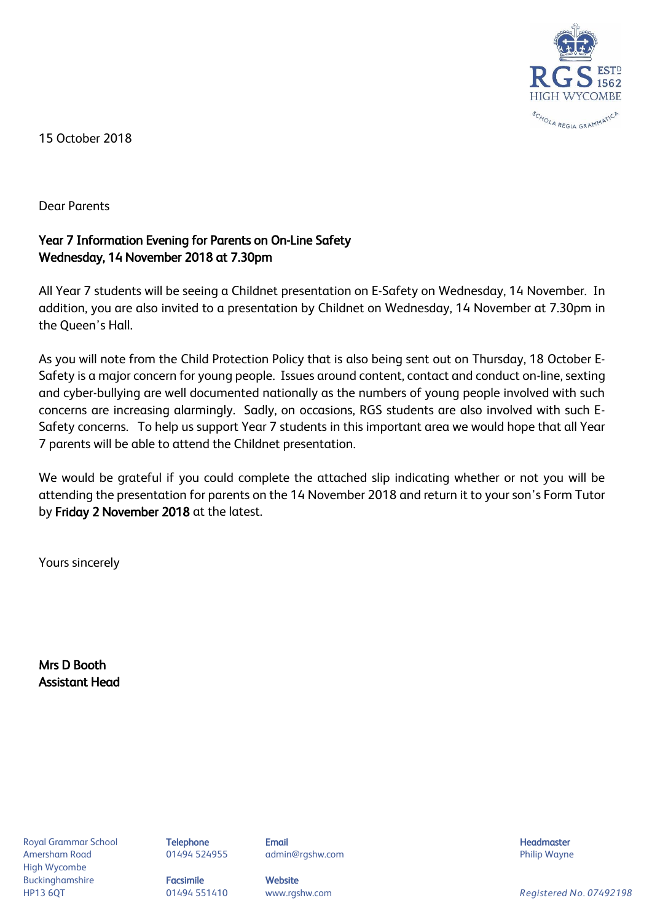RGS ESTD 1562 HIGH WYCOMBE

SCHOLA REGIA GRAMMATICA

15 October 2018

Dear Parents

**Year 7 Information Evening for Parents on On-Line Safety**
**Wednesday, 14 November 2018 at 7.30pm**

All Year 7 students will be seeing a Childnet presentation on E-Safety on Wednesday, 14 November. In addition, you are also invited to a presentation by Childnet on Wednesday, 14 November at 7.30pm in the Queen's Hall.

As you will note from the Child Protection Policy that is also being sent out on Thursday, 18 October E-Safety is a major concern for young people. Issues around content, contact and conduct on-line, sexting and cyber-bullying are well documented nationally as the numbers of young people involved with such concerns are increasing alarmingly. Sadly, on occasions, RGS students are also involved with such E-Safety concerns. To help us support Year 7 students in this important area we would hope that all Year 7 parents will be able to attend the Childnet presentation.

We would be grateful if you could complete the attached slip indicating whether or not you will be attending the presentation for parents on the 14 November 2018 and return it to your son's Form Tutor by **Friday 2 November 2018** at the latest.

Yours sincerely

**Mrs D Booth**
**Assistant Head**

Royal Grammar School
Amersham Road
High Wycombe
Buckinghamshire
HP13 6QT

**Telephone**
01494 524955

**Facsimile**
01494 551410

**Email**
admin@rgshw.com

**Website**
www.rgshw.com

**Headmaster**
Philip Wayne

*Registered No. 07492198*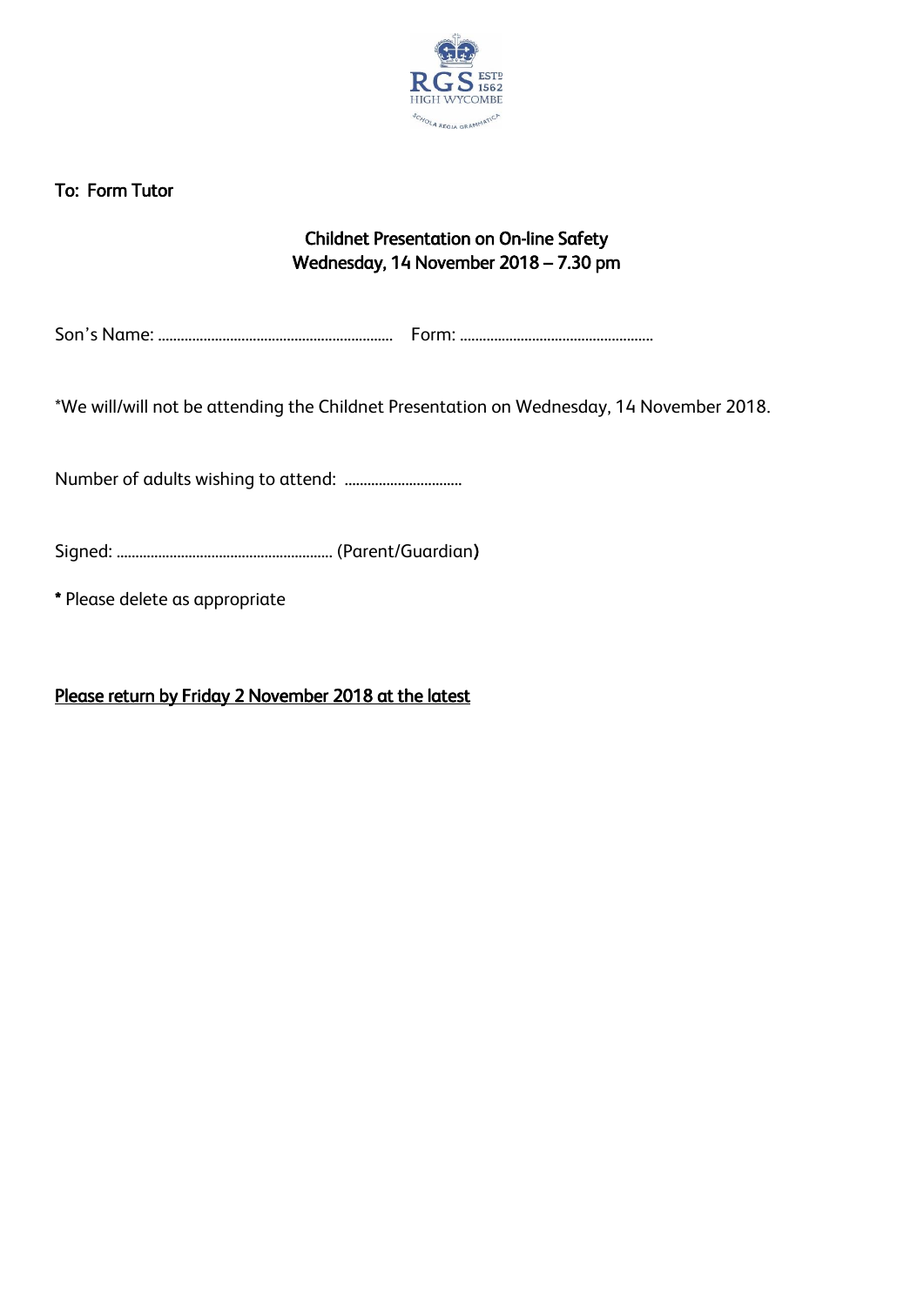To: Form Tutor

**Childnet Presentation on On-line Safety**
**Wednesday, 14 November 2018 – 7.30 pm**

Son's Name: ............................................................ Form: ..................................................

*We will/will not be attending the Childnet Presentation on Wednesday, 14 November 2018.

Number of adults wishing to attend: ..............................

Signed: ....................................................... (Parent/Guardian)

* Please delete as appropriate

**Please return by Friday 2 November 2018 at the latest**